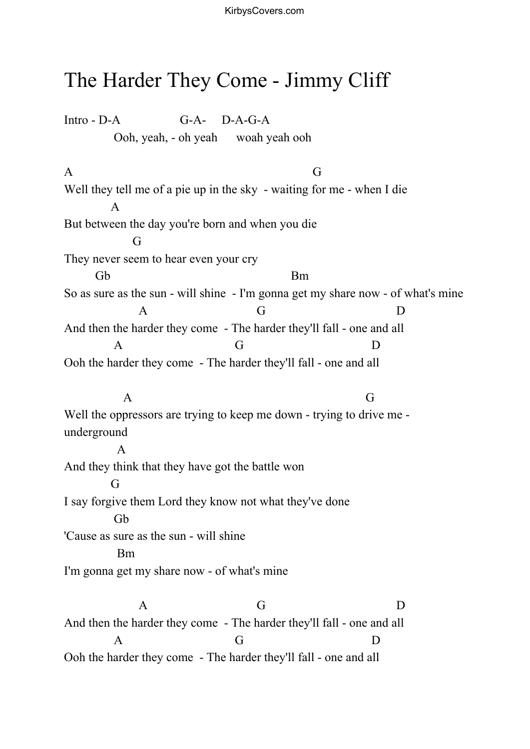# The Harder They Come - Jimmy Cliff

```
Intro - D-A                  G-A-     D-A-G-A
              Ooh, yeah, - oh yeah      woah yeah ooh

A                                                    G
Well they tell me of a pie up in the sky  - waiting for me - when I die
             A
But between the day you're born and when you die
                    G
They never seem to hear even your cry
         Gb                                    Bm
So as sure as the sun - will shine  - I'm gonna get my share now - of what's mine
                     A                  G                          D
And then the harder they come  - The harder they'll fall - one and all
              A                  G                          D
Ooh the harder they come  - The harder they'll fall - one and all

                 A                                              G
Well the oppressors are trying to keep me down - trying to drive me -
underground
               A
And they think that they have got the battle won
             G
I say forgive them Lord they know not what they've done
               Gb
'Cause as sure as the sun - will shine
              Bm
I'm gonna get my share now - of what's mine

                     A                  G                          D
And then the harder they come  - The harder they'll fall - one and all
              A                  G                          D
Ooh the harder they come  - The harder they'll fall - one and all
```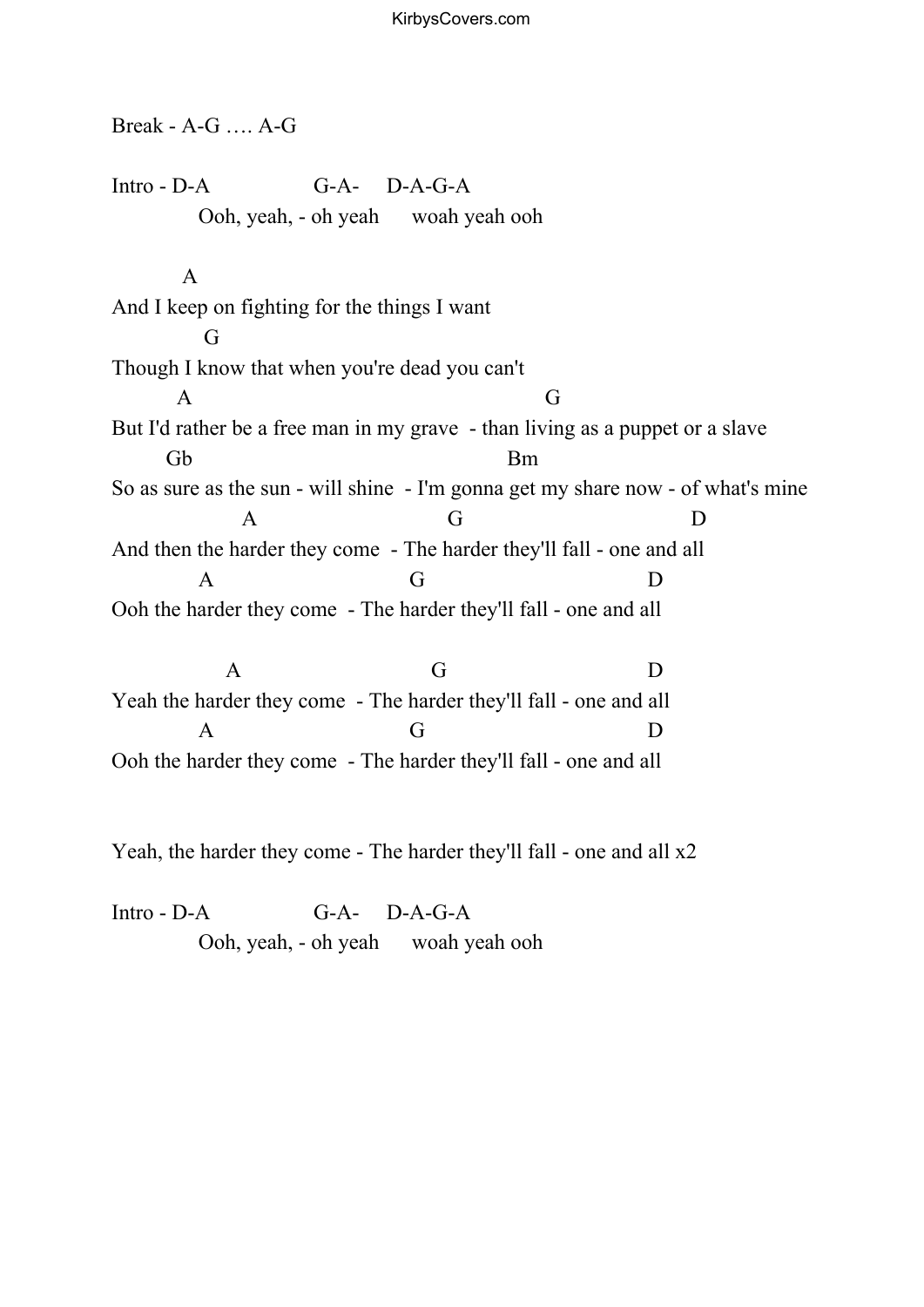```
Break - A-G …. A-G

Intro - D-A                G-A-    D-A-G-A
            Ooh, yeah, - oh yeah     woah yeah ooh


          A
And I keep on fighting for the things I want
             G
Though I know that when you're dead you can't
          A                                            G
But I'd rather be a free man in my grave  - than living as a puppet or a slave
        Gb                                        Bm
So as sure as the sun - will shine  - I'm gonna get my share now - of what's mine
                  A                     G                              D
And then the harder they come  - The harder they'll fall - one and all
             A                     G                              D
Ooh the harder they come  - The harder they'll fall - one and all

                 A                      G                              D
Yeah the harder they come  - The harder they'll fall - one and all
             A                     G                              D
Ooh the harder they come  - The harder they'll fall - one and all


Yeah, the harder they come - The harder they'll fall - one and all x2

Intro - D-A                G-A-    D-A-G-A
            Ooh, yeah, - oh yeah     woah yeah ooh
```